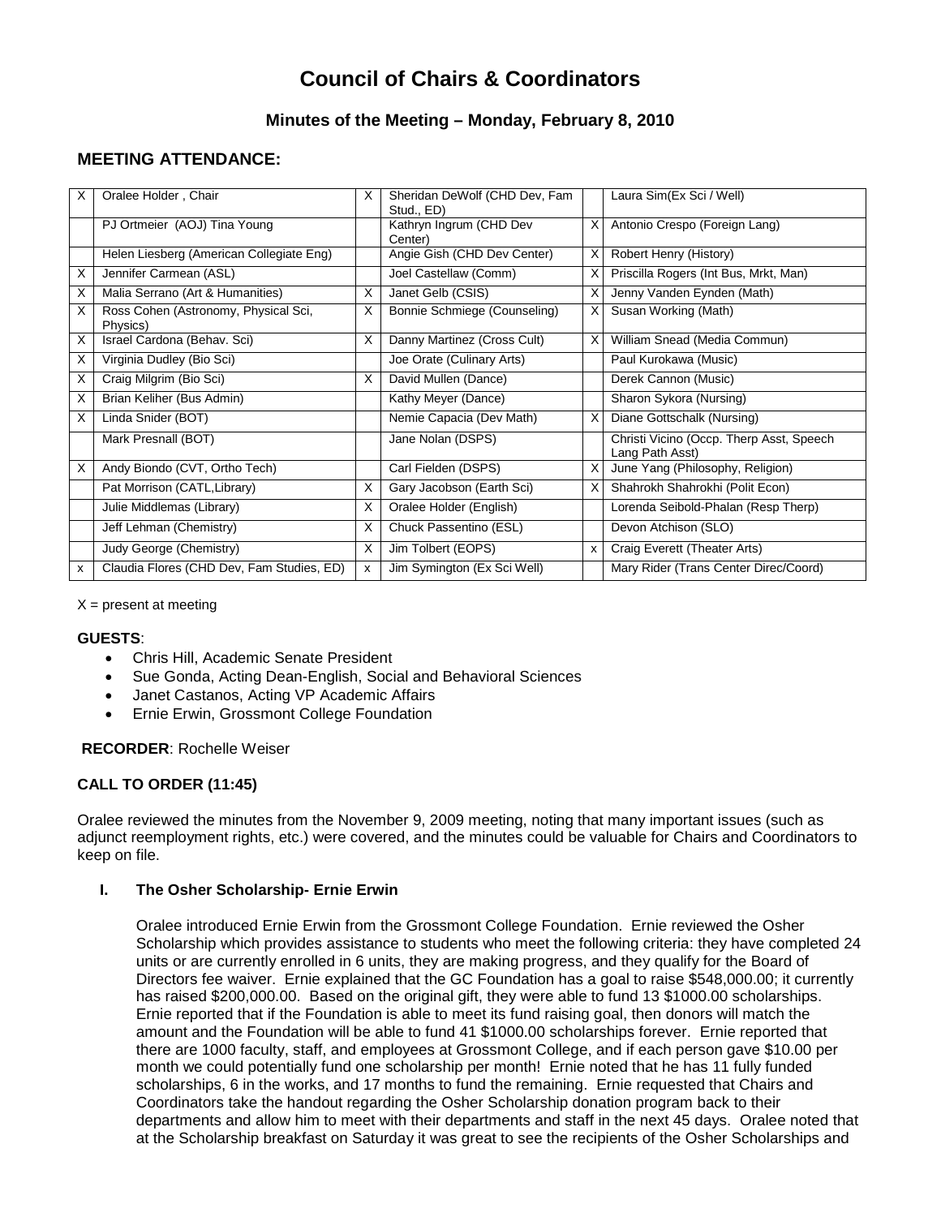# Council of Chairs & Coordinators

### Minutes of the Meeting – Monday, February 8, 2010

## MEETING ATTENDANCE:

| | | | | | |
|---|---|---|---|---|---|
| X | Oralee Holder , Chair | X | Sheridan DeWolf (CHD Dev, Fam Stud., ED) | | Laura Sim(Ex Sci / Well) |
| | PJ Ortmeier (AOJ) Tina Young | | Kathryn Ingrum (CHD Dev Center) | X | Antonio Crespo (Foreign Lang) |
| | Helen Liesberg (American Collegiate Eng) | | Angie Gish (CHD Dev Center) | X | Robert Henry (History) |
| X | Jennifer Carmean (ASL) | | Joel Castellaw (Comm) | X | Priscilla Rogers (Int Bus, Mrkt, Man) |
| X | Malia Serrano (Art & Humanities) | X | Janet Gelb (CSIS) | X | Jenny Vanden Eynden (Math) |
| X | Ross Cohen (Astronomy, Physical Sci, Physics) | X | Bonnie Schmiege (Counseling) | X | Susan Working (Math) |
| X | Israel Cardona (Behav. Sci) | X | Danny Martinez (Cross Cult) | X | William Snead (Media Commun) |
| X | Virginia Dudley (Bio Sci) | | Joe Orate (Culinary Arts) | | Paul Kurokawa (Music) |
| X | Craig Milgrim (Bio Sci) | X | David Mullen (Dance) | | Derek Cannon (Music) |
| X | Brian Keliher (Bus Admin) | | Kathy Meyer (Dance) | | Sharon Sykora (Nursing) |
| X | Linda Snider (BOT) | | Nemie Capacia (Dev Math) | X | Diane Gottschalk (Nursing) |
| | Mark Presnall (BOT) | | Jane Nolan (DSPS) | | Christi Vicino (Occp. Therp Asst, Speech Lang Path Asst) |
| X | Andy Biondo (CVT, Ortho Tech) | | Carl Fielden (DSPS) | X | June Yang (Philosophy, Religion) |
| | Pat Morrison (CATL,Library) | X | Gary Jacobson (Earth Sci) | X | Shahrokh Shahrokhi (Polit Econ) |
| | Julie Middlemas (Library) | X | Oralee Holder (English) | | Lorenda Seibold-Phalan (Resp Therp) |
| | Jeff Lehman (Chemistry) | X | Chuck Passentino (ESL) | | Devon Atchison (SLO) |
| | Judy George (Chemistry) | X | Jim Tolbert (EOPS) | x | Craig Everett (Theater Arts) |
| x | Claudia Flores (CHD Dev, Fam Studies, ED) | x | Jim Symington (Ex Sci Well) | | Mary Rider (Trans Center Direc/Coord) |

X = present at meeting

**GUESTS**:

- Chris Hill, Academic Senate President
- Sue Gonda, Acting Dean-English, Social and Behavioral Sciences
- Janet Castanos, Acting VP Academic Affairs
- Ernie Erwin, Grossmont College Foundation

**RECORDER**: Rochelle Weiser

**CALL TO ORDER (11:45)**

Oralee reviewed the minutes from the November 9, 2009 meeting, noting that many important issues (such as adjunct reemployment rights, etc.) were covered, and the minutes could be valuable for Chairs and Coordinators to keep on file.

**I. The Osher Scholarship- Ernie Erwin**

Oralee introduced Ernie Erwin from the Grossmont College Foundation. Ernie reviewed the Osher Scholarship which provides assistance to students who meet the following criteria: they have completed 24 units or are currently enrolled in 6 units, they are making progress, and they qualify for the Board of Directors fee waiver. Ernie explained that the GC Foundation has a goal to raise $548,000.00; it currently has raised $200,000.00. Based on the original gift, they were able to fund 13 $1000.00 scholarships. Ernie reported that if the Foundation is able to meet its fund raising goal, then donors will match the amount and the Foundation will be able to fund 41 $1000.00 scholarships forever. Ernie reported that there are 1000 faculty, staff, and employees at Grossmont College, and if each person gave $10.00 per month we could potentially fund one scholarship per month! Ernie noted that he has 11 fully funded scholarships, 6 in the works, and 17 months to fund the remaining. Ernie requested that Chairs and Coordinators take the handout regarding the Osher Scholarship donation program back to their departments and allow him to meet with their departments and staff in the next 45 days. Oralee noted that at the Scholarship breakfast on Saturday it was great to see the recipients of the Osher Scholarships and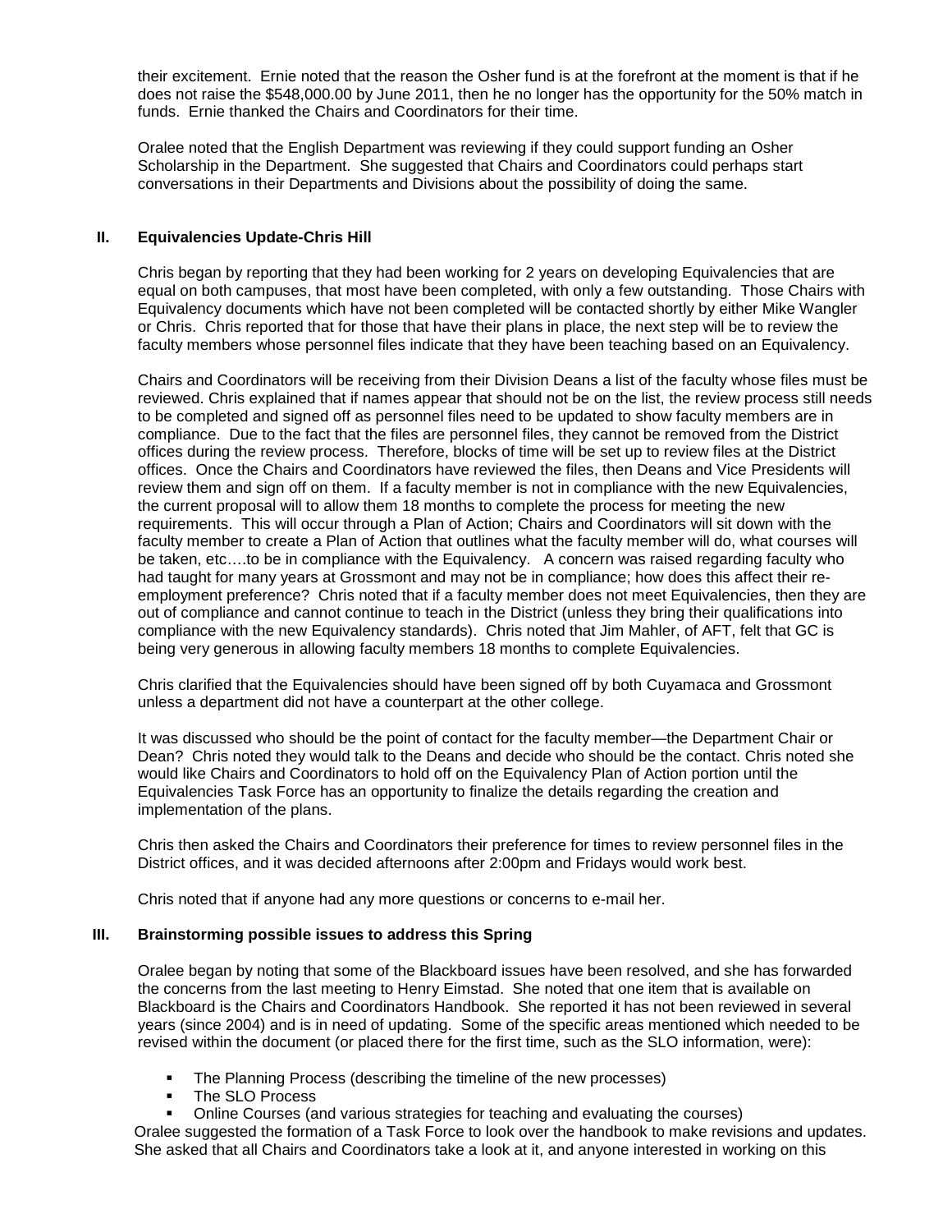their excitement. Ernie noted that the reason the Osher fund is at the forefront at the moment is that if he does not raise the $548,000.00 by June 2011, then he no longer has the opportunity for the 50% match in funds. Ernie thanked the Chairs and Coordinators for their time.

Oralee noted that the English Department was reviewing if they could support funding an Osher Scholarship in the Department. She suggested that Chairs and Coordinators could perhaps start conversations in their Departments and Divisions about the possibility of doing the same.

## II. Equivalencies Update-Chris Hill

Chris began by reporting that they had been working for 2 years on developing Equivalencies that are equal on both campuses, that most have been completed, with only a few outstanding. Those Chairs with Equivalency documents which have not been completed will be contacted shortly by either Mike Wangler or Chris. Chris reported that for those that have their plans in place, the next step will be to review the faculty members whose personnel files indicate that they have been teaching based on an Equivalency.

Chairs and Coordinators will be receiving from their Division Deans a list of the faculty whose files must be reviewed. Chris explained that if names appear that should not be on the list, the review process still needs to be completed and signed off as personnel files need to be updated to show faculty members are in compliance. Due to the fact that the files are personnel files, they cannot be removed from the District offices during the review process. Therefore, blocks of time will be set up to review files at the District offices. Once the Chairs and Coordinators have reviewed the files, then Deans and Vice Presidents will review them and sign off on them. If a faculty member is not in compliance with the new Equivalencies, the current proposal will to allow them 18 months to complete the process for meeting the new requirements. This will occur through a Plan of Action; Chairs and Coordinators will sit down with the faculty member to create a Plan of Action that outlines what the faculty member will do, what courses will be taken, etc….to be in compliance with the Equivalency. A concern was raised regarding faculty who had taught for many years at Grossmont and may not be in compliance; how does this affect their re-employment preference? Chris noted that if a faculty member does not meet Equivalencies, then they are out of compliance and cannot continue to teach in the District (unless they bring their qualifications into compliance with the new Equivalency standards). Chris noted that Jim Mahler, of AFT, felt that GC is being very generous in allowing faculty members 18 months to complete Equivalencies.

Chris clarified that the Equivalencies should have been signed off by both Cuyamaca and Grossmont unless a department did not have a counterpart at the other college.

It was discussed who should be the point of contact for the faculty member—the Department Chair or Dean? Chris noted they would talk to the Deans and decide who should be the contact. Chris noted she would like Chairs and Coordinators to hold off on the Equivalency Plan of Action portion until the Equivalencies Task Force has an opportunity to finalize the details regarding the creation and implementation of the plans.

Chris then asked the Chairs and Coordinators their preference for times to review personnel files in the District offices, and it was decided afternoons after 2:00pm and Fridays would work best.

Chris noted that if anyone had any more questions or concerns to e-mail her.

## III. Brainstorming possible issues to address this Spring

Oralee began by noting that some of the Blackboard issues have been resolved, and she has forwarded the concerns from the last meeting to Henry Eimstad. She noted that one item that is available on Blackboard is the Chairs and Coordinators Handbook. She reported it has not been reviewed in several years (since 2004) and is in need of updating. Some of the specific areas mentioned which needed to be revised within the document (or placed there for the first time, such as the SLO information, were):

- The Planning Process (describing the timeline of the new processes)
- The SLO Process
- Online Courses (and various strategies for teaching and evaluating the courses)

Oralee suggested the formation of a Task Force to look over the handbook to make revisions and updates. She asked that all Chairs and Coordinators take a look at it, and anyone interested in working on this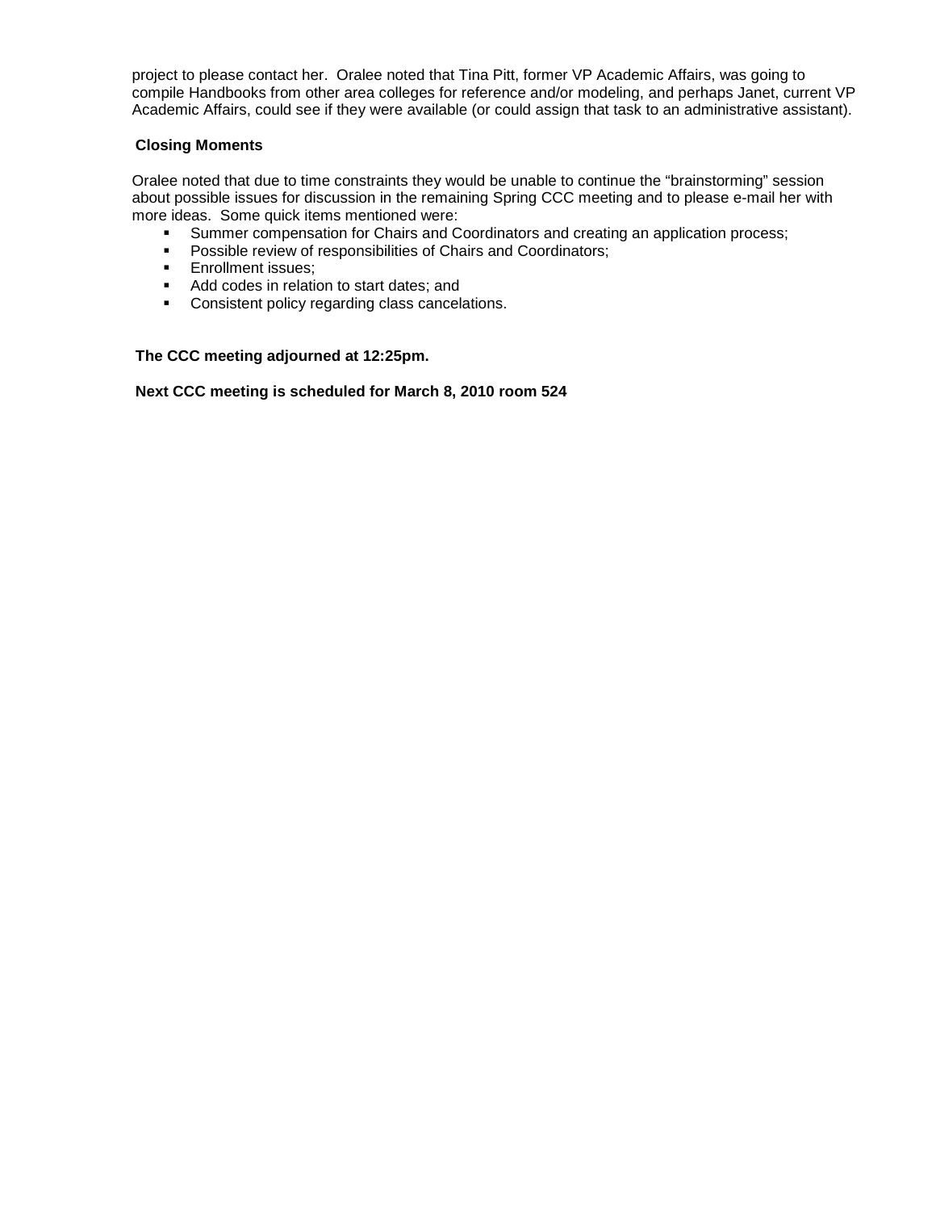project to please contact her. Oralee noted that Tina Pitt, former VP Academic Affairs, was going to compile Handbooks from other area colleges for reference and/or modeling, and perhaps Janet, current VP Academic Affairs, could see if they were available (or could assign that task to an administrative assistant).

**Closing Moments**

Oralee noted that due to time constraints they would be unable to continue the "brainstorming" session about possible issues for discussion in the remaining Spring CCC meeting and to please e-mail her with more ideas. Some quick items mentioned were:

- Summer compensation for Chairs and Coordinators and creating an application process;
- Possible review of responsibilities of Chairs and Coordinators;
- Enrollment issues;
- Add codes in relation to start dates; and
- Consistent policy regarding class cancelations.

**The CCC meeting adjourned at 12:25pm.**

**Next CCC meeting is scheduled for March 8, 2010 room 524**